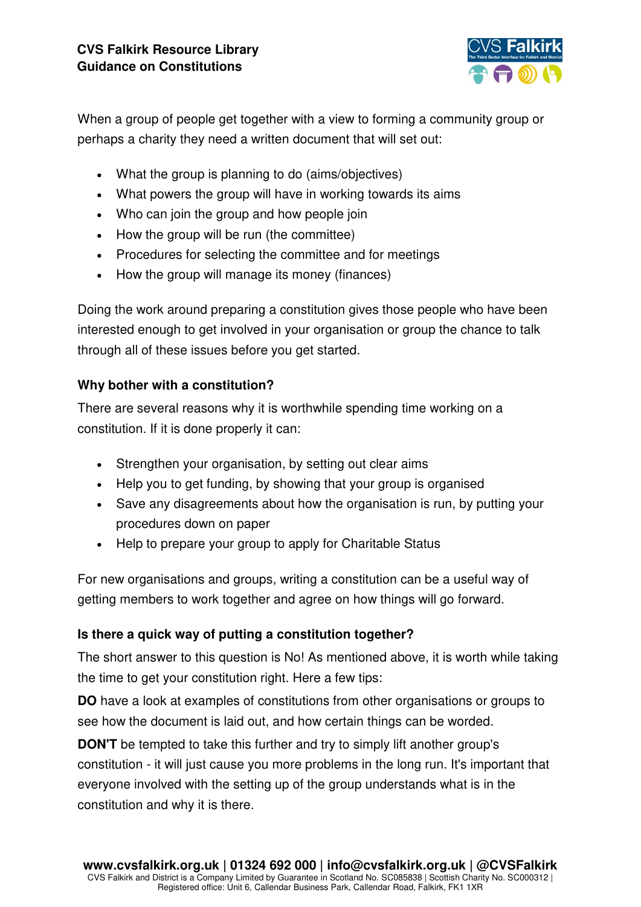# CVS Falkirk Resource Library
## Guidance on Constitutions

When a group of people get together with a view to forming a community group or perhaps a charity they need a written document that will set out:

- What the group is planning to do (aims/objectives)
- What powers the group will have in working towards its aims
- Who can join the group and how people join
- How the group will be run (the committee)
- Procedures for selecting the committee and for meetings
- How the group will manage its money (finances)

Doing the work around preparing a constitution gives those people who have been interested enough to get involved in your organisation or group the chance to talk through all of these issues before you get started.

### Why bother with a constitution?

There are several reasons why it is worthwhile spending time working on a constitution. If it is done properly it can:

- Strengthen your organisation, by setting out clear aims
- Help you to get funding, by showing that your group is organised
- Save any disagreements about how the organisation is run, by putting your procedures down on paper
- Help to prepare your group to apply for Charitable Status

For new organisations and groups, writing a constitution can be a useful way of getting members to work together and agree on how things will go forward.

### Is there a quick way of putting a constitution together?

The short answer to this question is No! As mentioned above, it is worth while taking the time to get your constitution right. Here a few tips:

**DO** have a look at examples of constitutions from other organisations or groups to see how the document is laid out, and how certain things can be worded.

**DON'T** be tempted to take this further and try to simply lift another group's constitution - it will just cause you more problems in the long run. It's important that everyone involved with the setting up of the group understands what is in the constitution and why it is there.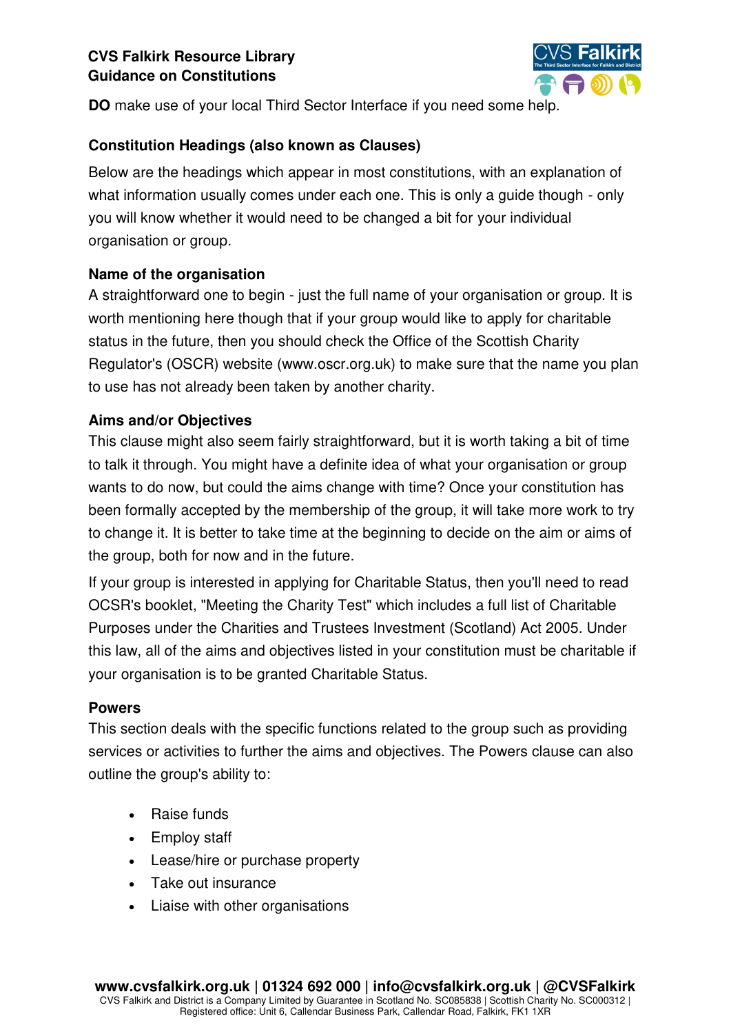**DO** make use of your local Third Sector Interface if you need some help.

## Constitution Headings (also known as Clauses)

Below are the headings which appear in most constitutions, with an explanation of what information usually comes under each one. This is only a guide though - only you will know whether it would need to be changed a bit for your individual organisation or group.

### Name of the organisation

A straightforward one to begin - just the full name of your organisation or group. It is worth mentioning here though that if your group would like to apply for charitable status in the future, then you should check the Office of the Scottish Charity Regulator's (OSCR) website (www.oscr.org.uk) to make sure that the name you plan to use has not already been taken by another charity.

### Aims and/or Objectives

This clause might also seem fairly straightforward, but it is worth taking a bit of time to talk it through. You might have a definite idea of what your organisation or group wants to do now, but could the aims change with time? Once your constitution has been formally accepted by the membership of the group, it will take more work to try to change it. It is better to take time at the beginning to decide on the aim or aims of the group, both for now and in the future.

If your group is interested in applying for Charitable Status, then you'll need to read OCSR's booklet, "Meeting the Charity Test" which includes a full list of Charitable Purposes under the Charities and Trustees Investment (Scotland) Act 2005. Under this law, all of the aims and objectives listed in your constitution must be charitable if your organisation is to be granted Charitable Status.

### Powers

This section deals with the specific functions related to the group such as providing services or activities to further the aims and objectives. The Powers clause can also outline the group's ability to:

- Raise funds
- Employ staff
- Lease/hire or purchase property
- Take out insurance
- Liaise with other organisations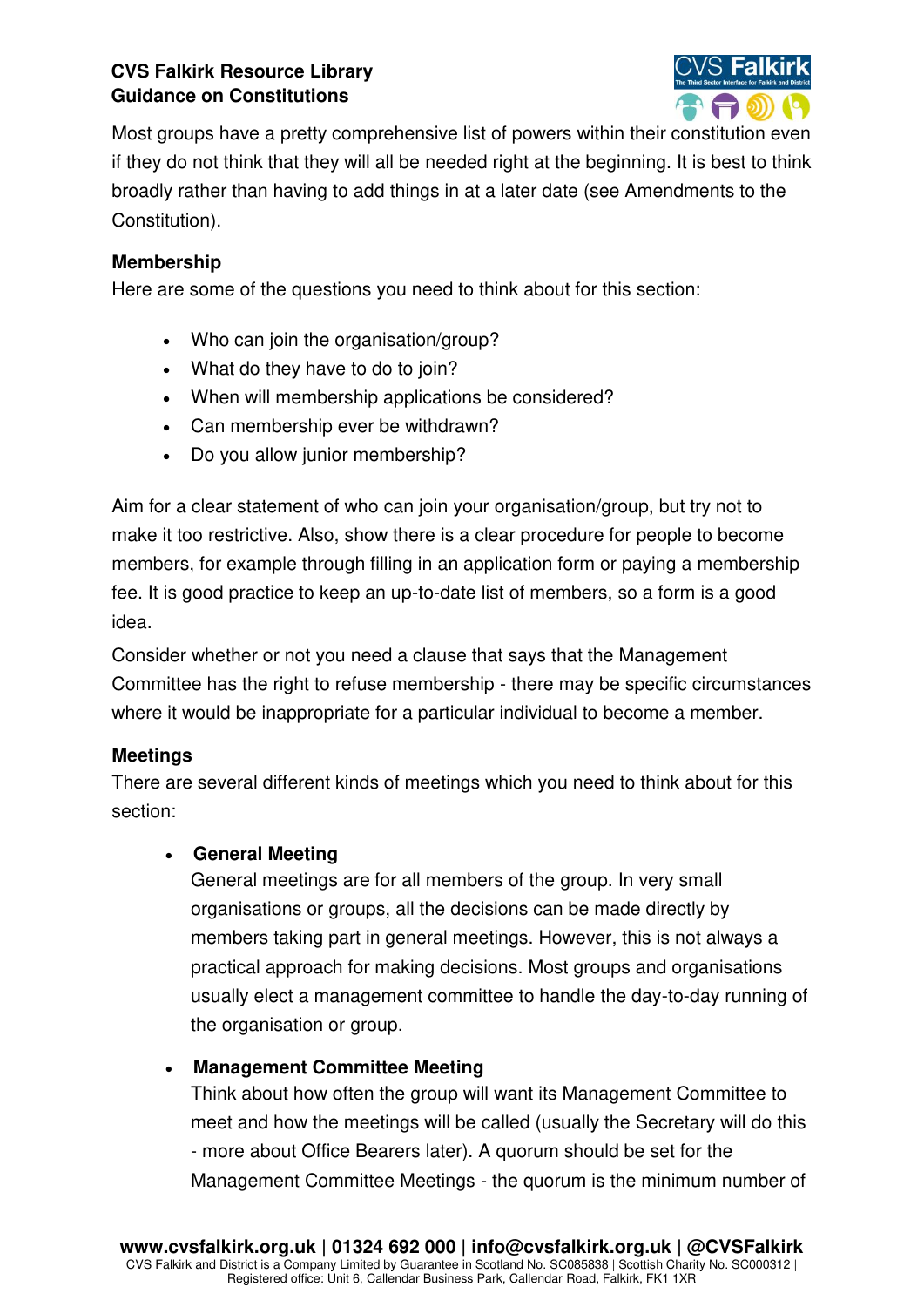Most groups have a pretty comprehensive list of powers within their constitution even if they do not think that they will all be needed right at the beginning. It is best to think broadly rather than having to add things in at a later date (see Amendments to the Constitution).

### Membership

Here are some of the questions you need to think about for this section:

- Who can join the organisation/group?
- What do they have to do to join?
- When will membership applications be considered?
- Can membership ever be withdrawn?
- Do you allow junior membership?

Aim for a clear statement of who can join your organisation/group, but try not to make it too restrictive. Also, show there is a clear procedure for people to become members, for example through filling in an application form or paying a membership fee. It is good practice to keep an up-to-date list of members, so a form is a good idea.

Consider whether or not you need a clause that says that the Management Committee has the right to refuse membership - there may be specific circumstances where it would be inappropriate for a particular individual to become a member.

### Meetings

There are several different kinds of meetings which you need to think about for this section:

- **General Meeting**
  General meetings are for all members of the group. In very small organisations or groups, all the decisions can be made directly by members taking part in general meetings. However, this is not always a practical approach for making decisions. Most groups and organisations usually elect a management committee to handle the day-to-day running of the organisation or group.

- **Management Committee Meeting**
  Think about how often the group will want its Management Committee to meet and how the meetings will be called (usually the Secretary will do this - more about Office Bearers later). A quorum should be set for the Management Committee Meetings - the quorum is the minimum number of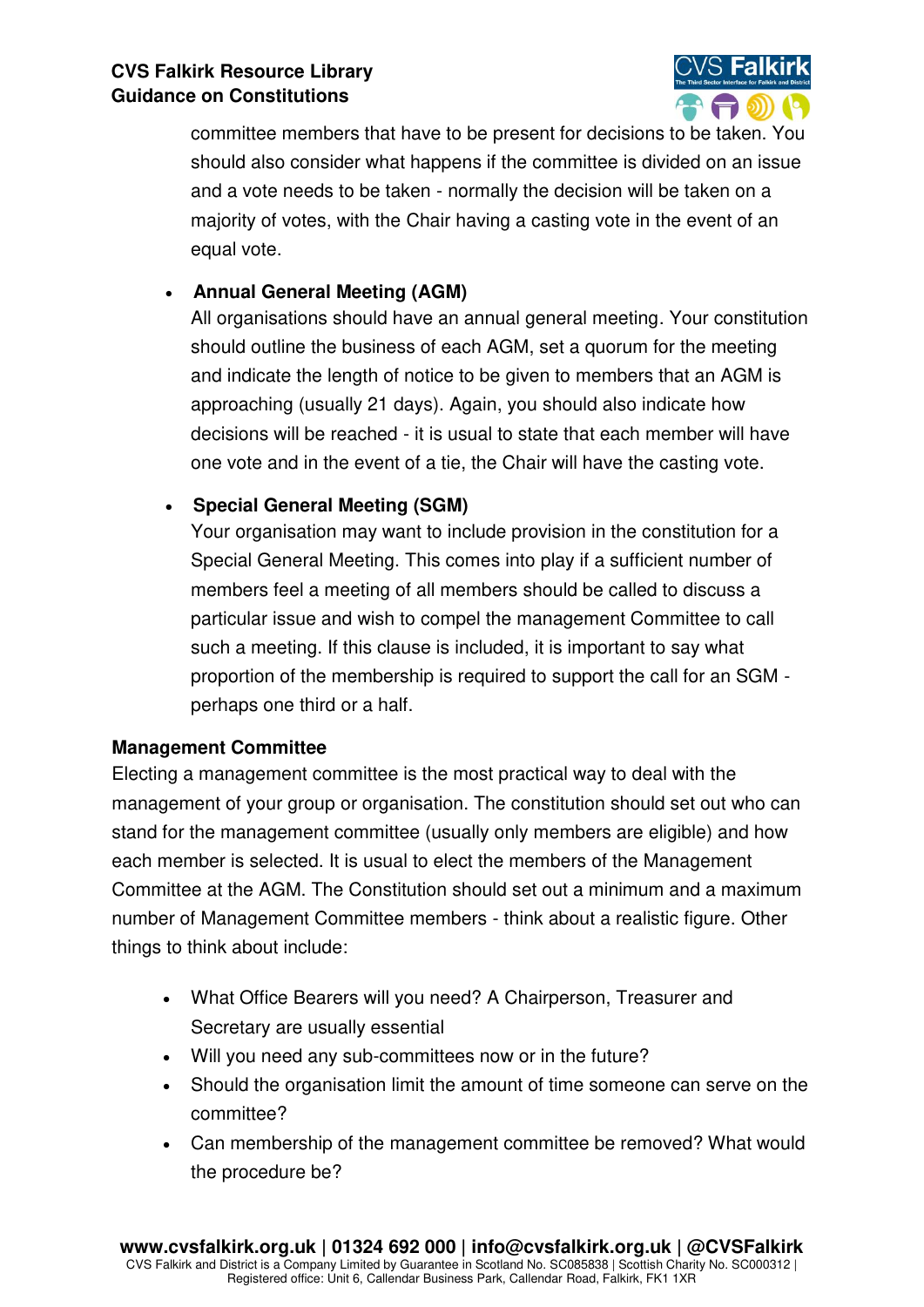committee members that have to be present for decisions to be taken. You should also consider what happens if the committee is divided on an issue and a vote needs to be taken - normally the decision will be taken on a majority of votes, with the Chair having a casting vote in the event of an equal vote.

- **Annual General Meeting (AGM)**
  All organisations should have an annual general meeting. Your constitution should outline the business of each AGM, set a quorum for the meeting and indicate the length of notice to be given to members that an AGM is approaching (usually 21 days). Again, you should also indicate how decisions will be reached - it is usual to state that each member will have one vote and in the event of a tie, the Chair will have the casting vote.

- **Special General Meeting (SGM)**
  Your organisation may want to include provision in the constitution for a Special General Meeting. This comes into play if a sufficient number of members feel a meeting of all members should be called to discuss a particular issue and wish to compel the management Committee to call such a meeting. If this clause is included, it is important to say what proportion of the membership is required to support the call for an SGM - perhaps one third or a half.

**Management Committee**

Electing a management committee is the most practical way to deal with the management of your group or organisation. The constitution should set out who can stand for the management committee (usually only members are eligible) and how each member is selected. It is usual to elect the members of the Management Committee at the AGM. The Constitution should set out a minimum and a maximum number of Management Committee members - think about a realistic figure. Other things to think about include:

- What Office Bearers will you need? A Chairperson, Treasurer and Secretary are usually essential
- Will you need any sub-committees now or in the future?
- Should the organisation limit the amount of time someone can serve on the committee?
- Can membership of the management committee be removed? What would the procedure be?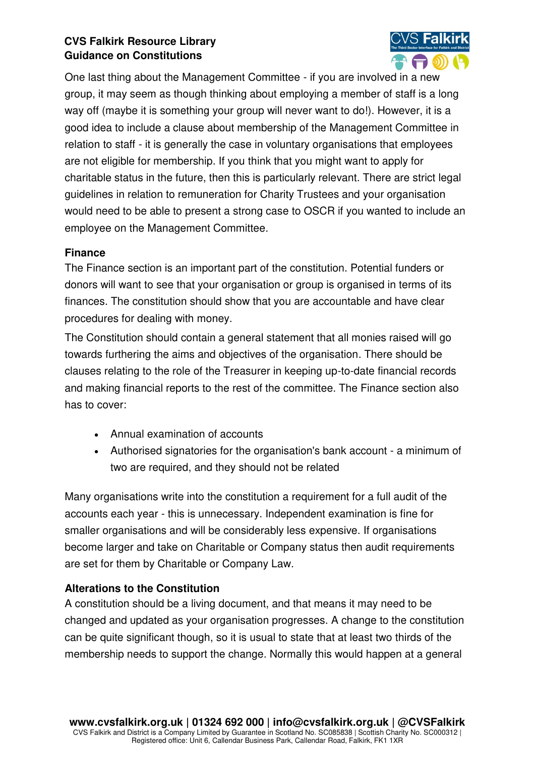One last thing about the Management Committee - if you are involved in a new group, it may seem as though thinking about employing a member of staff is a long way off (maybe it is something your group will never want to do!). However, it is a good idea to include a clause about membership of the Management Committee in relation to staff - it is generally the case in voluntary organisations that employees are not eligible for membership. If you think that you might want to apply for charitable status in the future, then this is particularly relevant. There are strict legal guidelines in relation to remuneration for Charity Trustees and your organisation would need to be able to present a strong case to OSCR if you wanted to include an employee on the Management Committee.

**Finance**

The Finance section is an important part of the constitution. Potential funders or donors will want to see that your organisation or group is organised in terms of its finances. The constitution should show that you are accountable and have clear procedures for dealing with money.

The Constitution should contain a general statement that all monies raised will go towards furthering the aims and objectives of the organisation. There should be clauses relating to the role of the Treasurer in keeping up-to-date financial records and making financial reports to the rest of the committee. The Finance section also has to cover:

- Annual examination of accounts
- Authorised signatories for the organisation's bank account - a minimum of two are required, and they should not be related

Many organisations write into the constitution a requirement for a full audit of the accounts each year - this is unnecessary. Independent examination is fine for smaller organisations and will be considerably less expensive. If organisations become larger and take on Charitable or Company status then audit requirements are set for them by Charitable or Company Law.

**Alterations to the Constitution**

A constitution should be a living document, and that means it may need to be changed and updated as your organisation progresses. A change to the constitution can be quite significant though, so it is usual to state that at least two thirds of the membership needs to support the change. Normally this would happen at a general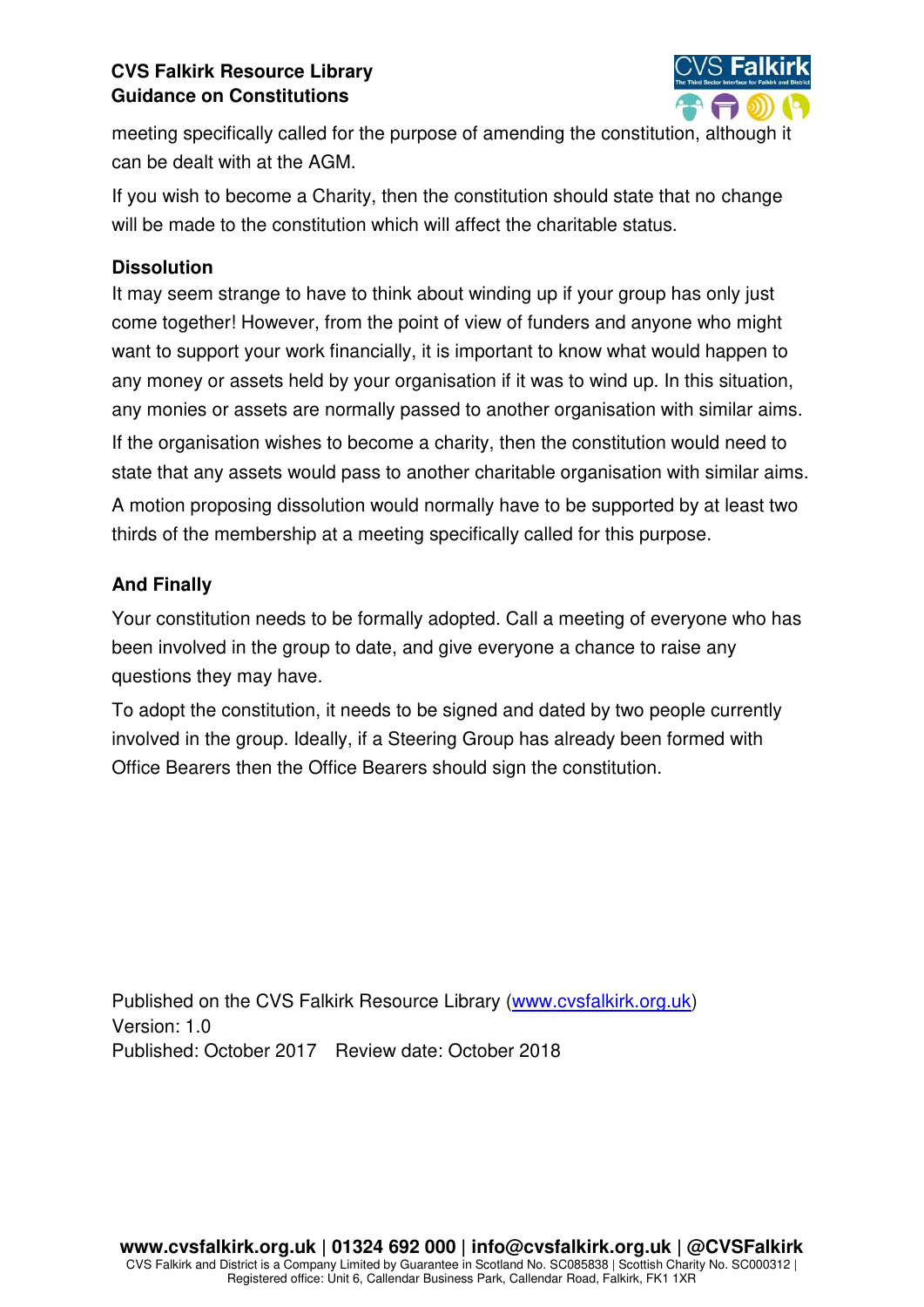meeting specifically called for the purpose of amending the constitution, although it can be dealt with at the AGM.

If you wish to become a Charity, then the constitution should state that no change will be made to the constitution which will affect the charitable status.

### Dissolution

It may seem strange to have to think about winding up if your group has only just come together! However, from the point of view of funders and anyone who might want to support your work financially, it is important to know what would happen to any money or assets held by your organisation if it was to wind up. In this situation, any monies or assets are normally passed to another organisation with similar aims.

If the organisation wishes to become a charity, then the constitution would need to state that any assets would pass to another charitable organisation with similar aims.

A motion proposing dissolution would normally have to be supported by at least two thirds of the membership at a meeting specifically called for this purpose.

### And Finally

Your constitution needs to be formally adopted. Call a meeting of everyone who has been involved in the group to date, and give everyone a chance to raise any questions they may have.

To adopt the constitution, it needs to be signed and dated by two people currently involved in the group. Ideally, if a Steering Group has already been formed with Office Bearers then the Office Bearers should sign the constitution.

Published on the CVS Falkirk Resource Library (www.cvsfalkirk.org.uk)
Version: 1.0
Published: October 2017 Review date: October 2018